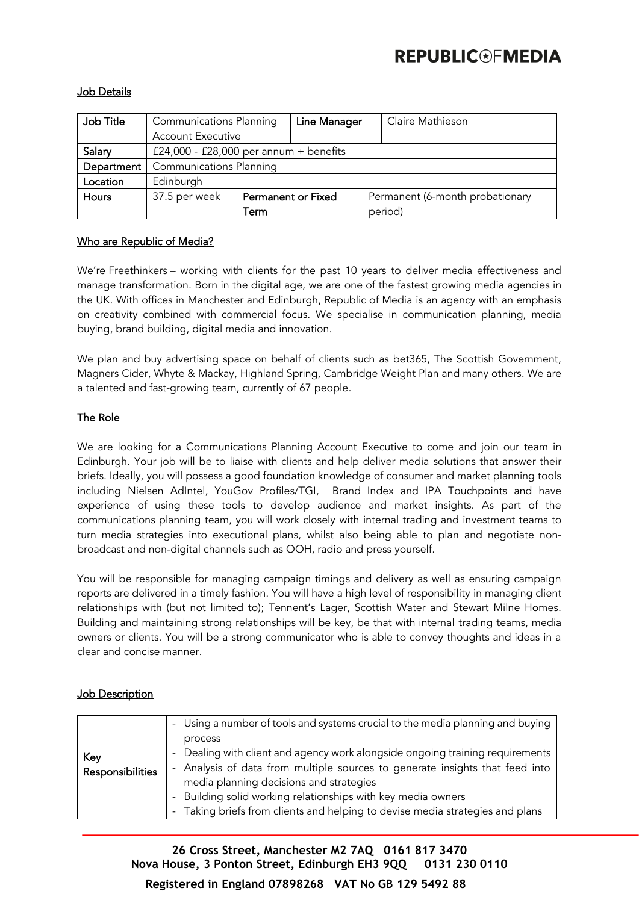**REPUBLIC OF MEDIA**

## Job Details

| Job Title | Communications Planning Account Executive | | Line Manager | Claire Mathieson |
|---|---|---|---|---|
| Salary | £24,000 - £28,000 per annum + benefits | | | |
| Department | Communications Planning | | | |
| Location | Edinburgh | | | |
| Hours | 37.5 per week | Permanent or Fixed Term | | Permanent (6-month probationary period) |

## Who are Republic of Media?

We're Freethinkers – working with clients for the past 10 years to deliver media effectiveness and manage transformation. Born in the digital age, we are one of the fastest growing media agencies in the UK. With offices in Manchester and Edinburgh, Republic of Media is an agency with an emphasis on creativity combined with commercial focus. We specialise in communication planning, media buying, brand building, digital media and innovation.

We plan and buy advertising space on behalf of clients such as bet365, The Scottish Government, Magners Cider, Whyte & Mackay, Highland Spring, Cambridge Weight Plan and many others. We are a talented and fast-growing team, currently of 67 people.

## The Role

We are looking for a Communications Planning Account Executive to come and join our team in Edinburgh. Your job will be to liaise with clients and help deliver media solutions that answer their briefs. Ideally, you will possess a good foundation knowledge of consumer and market planning tools including Nielsen AdIntel, YouGov Profiles/TGI, Brand Index and IPA Touchpoints and have experience of using these tools to develop audience and market insights. As part of the communications planning team, you will work closely with internal trading and investment teams to turn media strategies into executional plans, whilst also being able to plan and negotiate non-broadcast and non-digital channels such as OOH, radio and press yourself.

You will be responsible for managing campaign timings and delivery as well as ensuring campaign reports are delivered in a timely fashion. You will have a high level of responsibility in managing client relationships with (but not limited to); Tennent's Lager, Scottish Water and Stewart Milne Homes. Building and maintaining strong relationships will be key, be that with internal trading teams, media owners or clients. You will be a strong communicator who is able to convey thoughts and ideas in a clear and concise manner.

## Job Description

| Key Responsibilities | - Using a number of tools and systems crucial to the media planning and buying process<br>- Dealing with client and agency work alongside ongoing training requirements<br>- Analysis of data from multiple sources to generate insights that feed into media planning decisions and strategies<br>- Building solid working relationships with key media owners<br>- Taking briefs from clients and helping to devise media strategies and plans |
|---|---|

26 Cross Street, Manchester M2 7AQ 0161 817 3470
Nova House, 3 Ponton Street, Edinburgh EH3 9QQ 0131 230 0110

Registered in England 07898268 VAT No GB 129 5492 88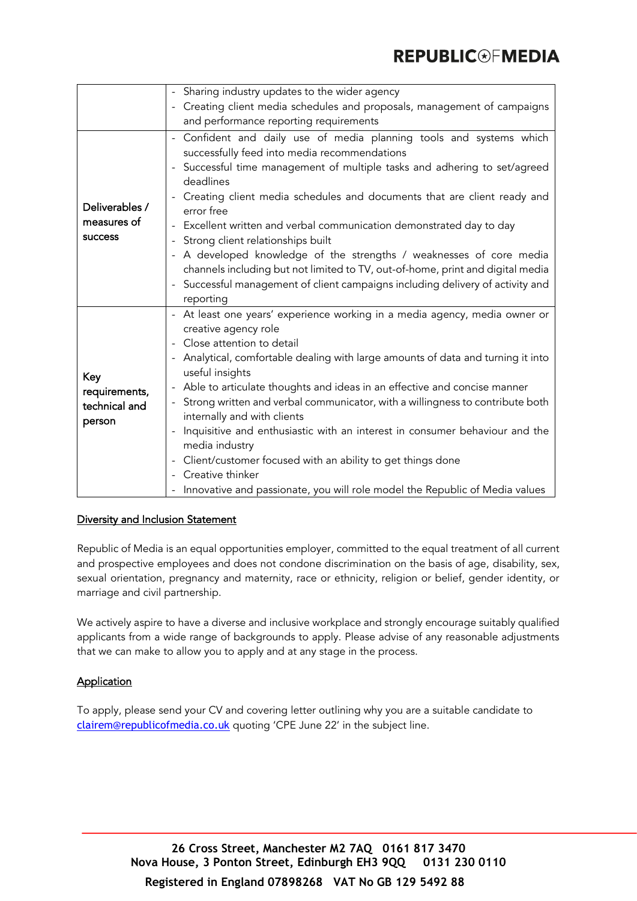| | |
|---|---|
| | - Sharing industry updates to the wider agency<br>- Creating client media schedules and proposals, management of campaigns and performance reporting requirements |
| Deliverables / measures of success | - Confident and daily use of media planning tools and systems which successfully feed into media recommendations<br>- Successful time management of multiple tasks and adhering to set/agreed deadlines<br>- Creating client media schedules and documents that are client ready and error free<br>- Excellent written and verbal communication demonstrated day to day<br>- Strong client relationships built<br>- A developed knowledge of the strengths / weaknesses of core media channels including but not limited to TV, out-of-home, print and digital media<br>- Successful management of client campaigns including delivery of activity and reporting |
| Key requirements, technical and person | - At least one years' experience working in a media agency, media owner or creative agency role<br>- Close attention to detail<br>- Analytical, comfortable dealing with large amounts of data and turning it into useful insights<br>- Able to articulate thoughts and ideas in an effective and concise manner<br>- Strong written and verbal communicator, with a willingness to contribute both internally and with clients<br>- Inquisitive and enthusiastic with an interest in consumer behaviour and the media industry<br>- Client/customer focused with an ability to get things done<br>- Creative thinker<br>- Innovative and passionate, you will role model the Republic of Media values |

## Diversity and Inclusion Statement

Republic of Media is an equal opportunities employer, committed to the equal treatment of all current and prospective employees and does not condone discrimination on the basis of age, disability, sex, sexual orientation, pregnancy and maternity, race or ethnicity, religion or belief, gender identity, or marriage and civil partnership.

We actively aspire to have a diverse and inclusive workplace and strongly encourage suitably qualified applicants from a wide range of backgrounds to apply. Please advise of any reasonable adjustments that we can make to allow you to apply and at any stage in the process.

## Application

To apply, please send your CV and covering letter outlining why you are a suitable candidate to clairem@republicofmedia.co.uk quoting 'CPE June 22' in the subject line.